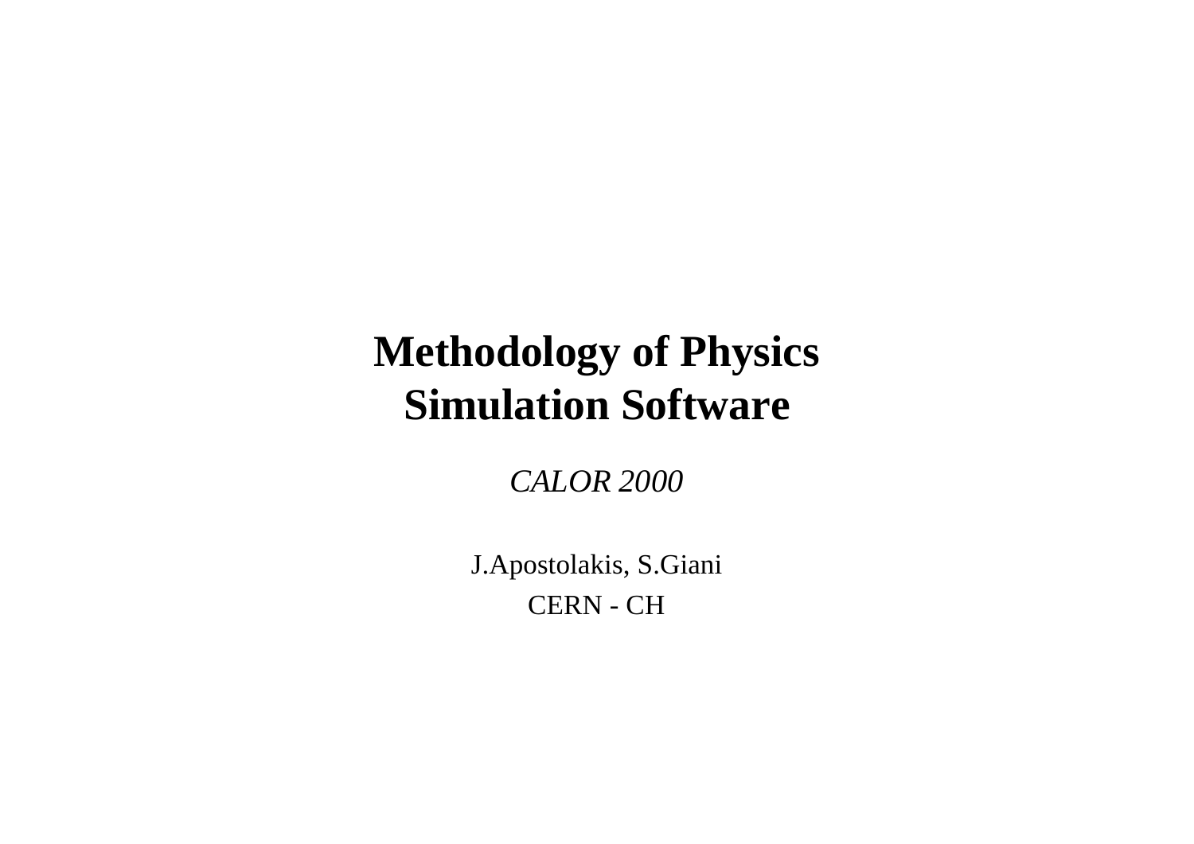# Methodology of Physics Simulation Software

*CALOR 2000*

J.Apostolakis, S.Giani

CERN - CH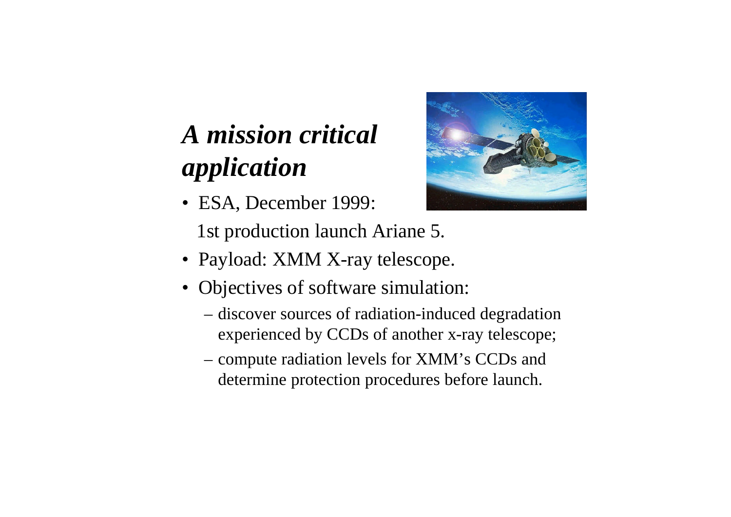# ***A mission critical application***

- ESA, December 1999:
  1st production launch Ariane 5.
- Payload: XMM X-ray telescope.
- Objectives of software simulation:
  - discover sources of radiation-induced degradation experienced by CCDs of another x-ray telescope;
  - compute radiation levels for XMM's CCDs and determine protection procedures before launch.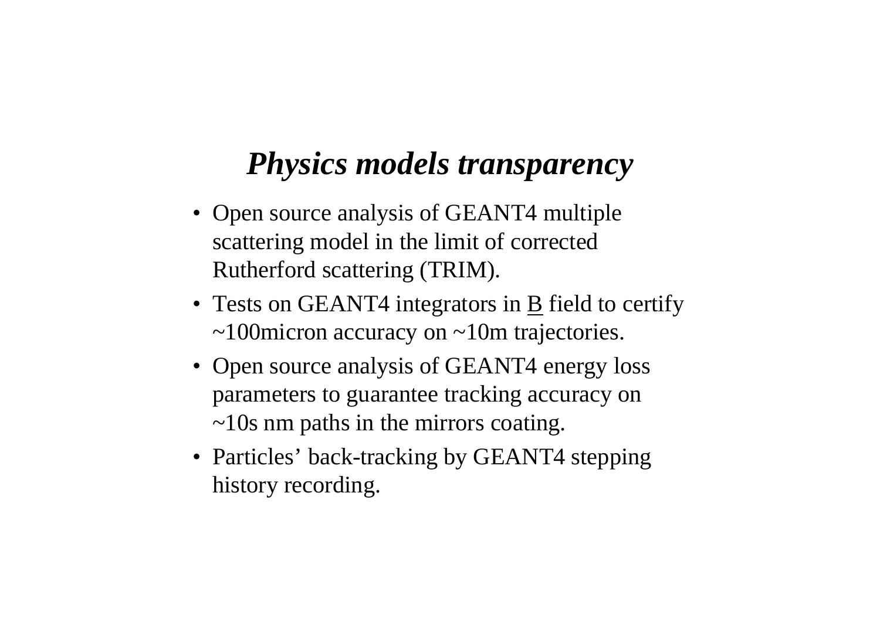# ***Physics models transparency***

- Open source analysis of GEANT4 multiple scattering model in the limit of corrected Rutherford scattering (TRIM).
- Tests on GEANT4 integrators in <u>B</u> field to certify ~100micron accuracy on ~10m trajectories.
- Open source analysis of GEANT4 energy loss parameters to guarantee tracking accuracy on ~10s nm paths in the mirrors coating.
- Particles' back-tracking by GEANT4 stepping history recording.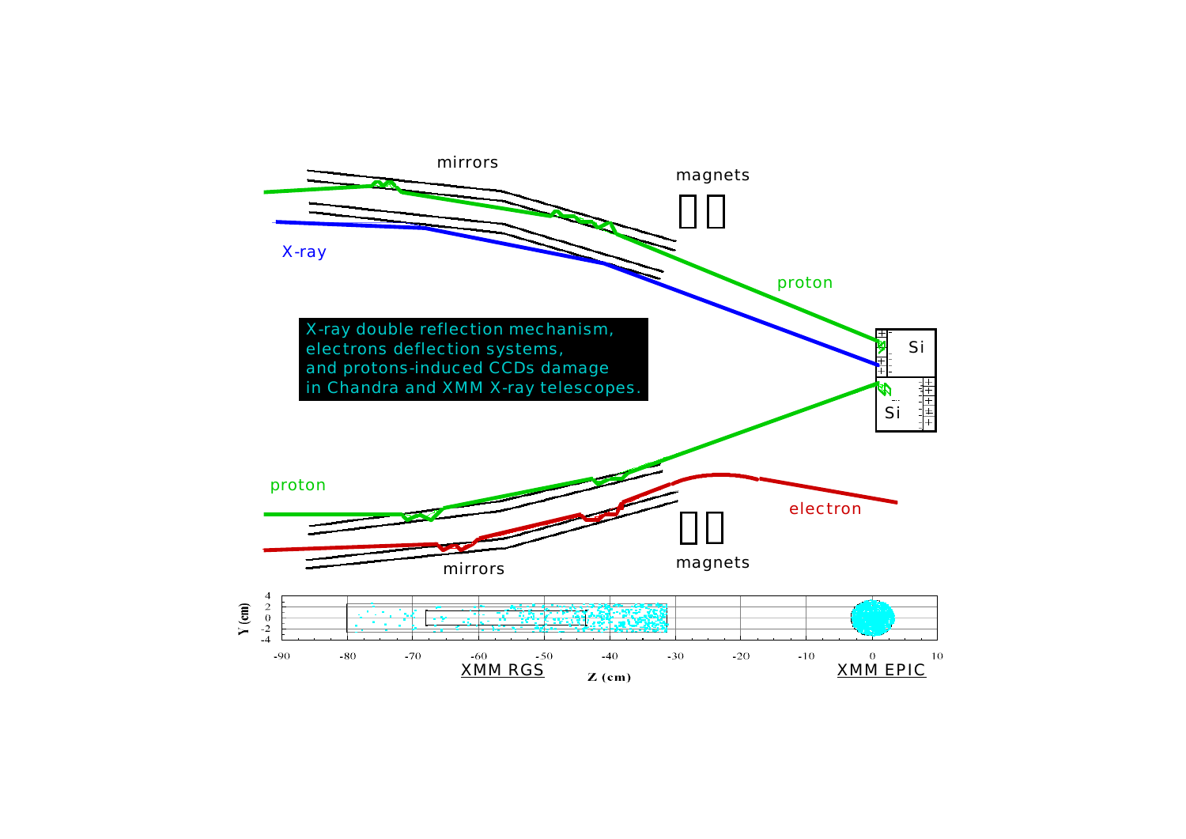mirrors

magnets

X-ray

proton

Si

Si

X-ray double reflection mechanism,
electrons deflection systems,
and protons-induced CCDs damage
in Chandra and XMM X-ray telescopes.

proton

electron

mirrors

magnets

Y (cm)

Z (cm)

XMM RGS

XMM EPIC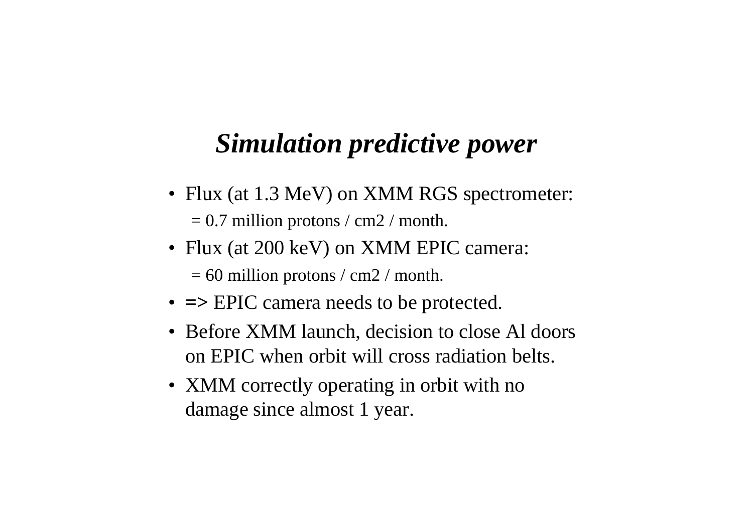# *Simulation predictive power*

- Flux (at 1.3 MeV) on XMM RGS spectrometer:
  = 0.7 million protons / cm2 / month.
- Flux (at 200 keV) on XMM EPIC camera:
  = 60 million protons / cm2 / month.
- => EPIC camera needs to be protected.
- Before XMM launch, decision to close Al doors on EPIC when orbit will cross radiation belts.
- XMM correctly operating in orbit with no damage since almost 1 year.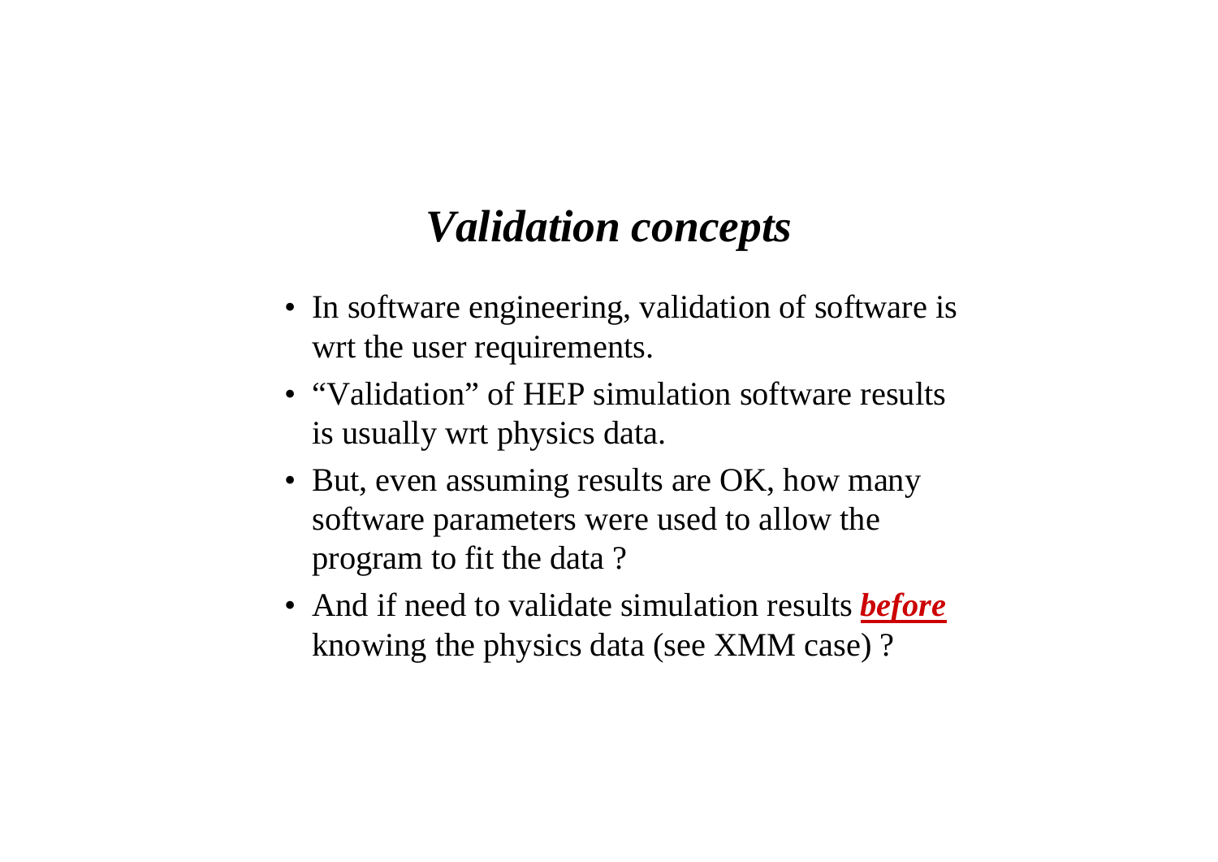# *Validation concepts*

- In software engineering, validation of software is wrt the user requirements.
- “Validation” of HEP simulation software results is usually wrt physics data.
- But, even assuming results are OK, how many software parameters were used to allow the program to fit the data ?
- And if need to validate simulation results ***before*** knowing the physics data (see XMM case) ?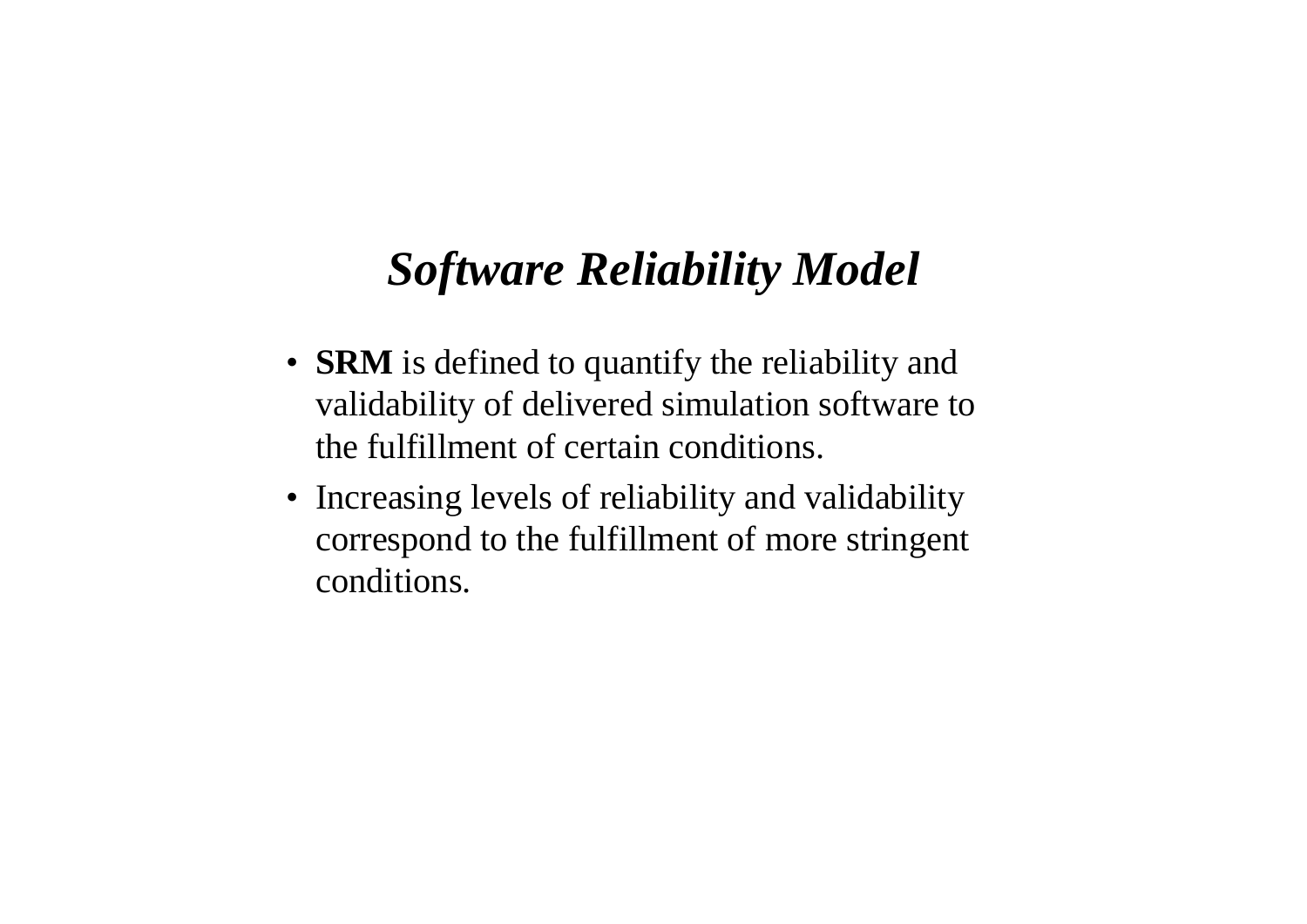# ***Software Reliability Model***

- **SRM** is defined to quantify the reliability and validability of delivered simulation software to the fulfillment of certain conditions.
- Increasing levels of reliability and validability correspond to the fulfillment of more stringent conditions.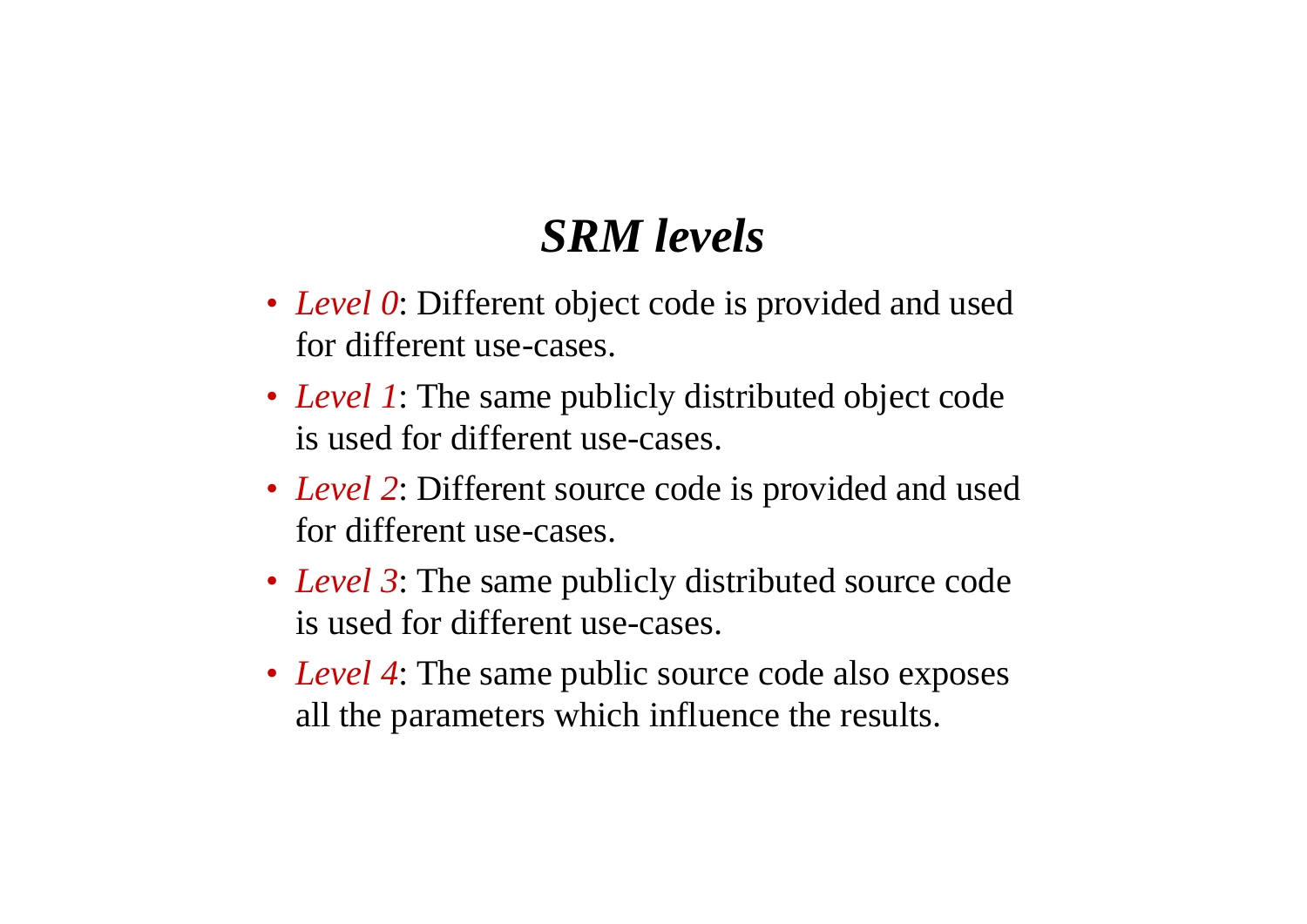## *SRM levels*

- *Level 0*: Different object code is provided and used for different use-cases.
- *Level 1*: The same publicly distributed object code is used for different use-cases.
- *Level 2*: Different source code is provided and used for different use-cases.
- *Level 3*: The same publicly distributed source code is used for different use-cases.
- *Level 4*: The same public source code also exposes all the parameters which influence the results.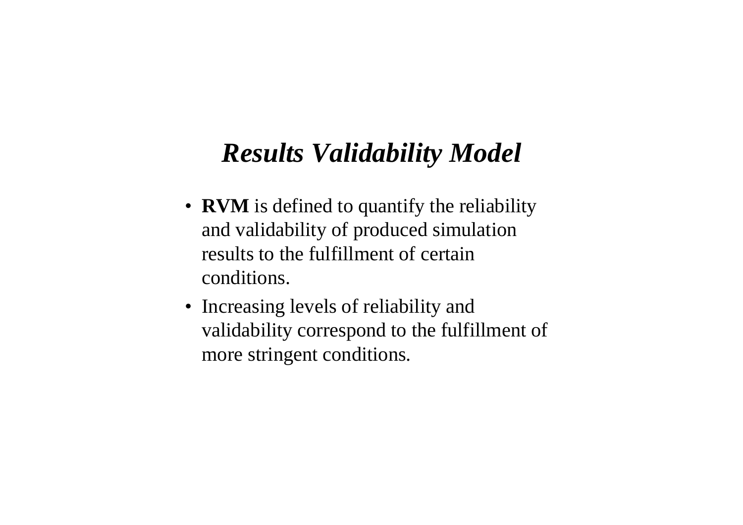# ***Results Validability Model***

- **RVM** is defined to quantify the reliability and validability of produced simulation results to the fulfillment of certain conditions.
- Increasing levels of reliability and validability correspond to the fulfillment of more stringent conditions.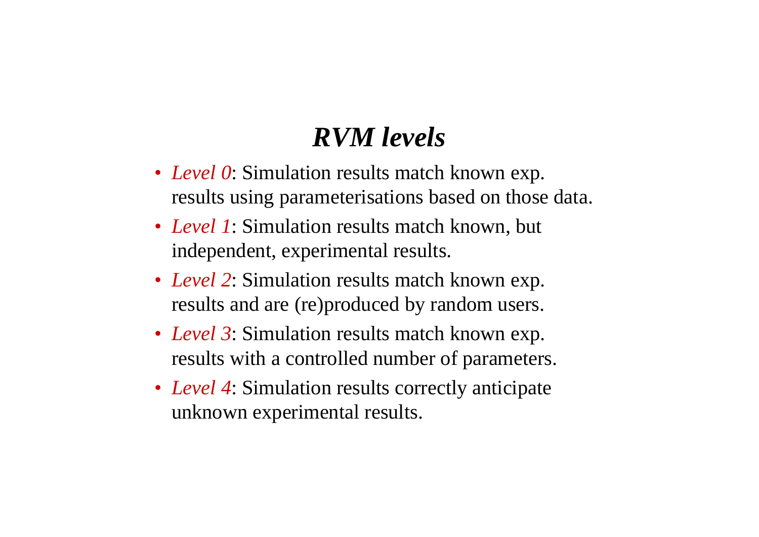# ***RVM levels***

- *Level 0*: Simulation results match known exp. results using parameterisations based on those data.
- *Level 1*: Simulation results match known, but independent, experimental results.
- *Level 2*: Simulation results match known exp. results and are (re)produced by random users.
- *Level 3*: Simulation results match known exp. results with a controlled number of parameters.
- *Level 4*: Simulation results correctly anticipate unknown experimental results.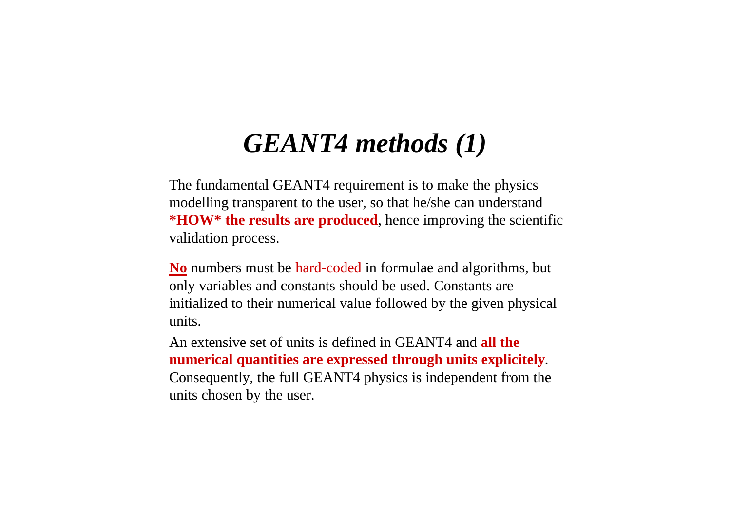# *GEANT4 methods (1)*

The fundamental GEANT4 requirement is to make the physics modelling transparent to the user, so that he/she can understand **\*HOW\* the results are produced**, hence improving the scientific validation process.

<u>**No**</u> numbers must be hard-coded in formulae and algorithms, but only variables and constants should be used. Constants are initialized to their numerical value followed by the given physical units.

An extensive set of units is defined in GEANT4 and **all the numerical quantities are expressed through units explicitely**. Consequently, the full GEANT4 physics is independent from the units chosen by the user.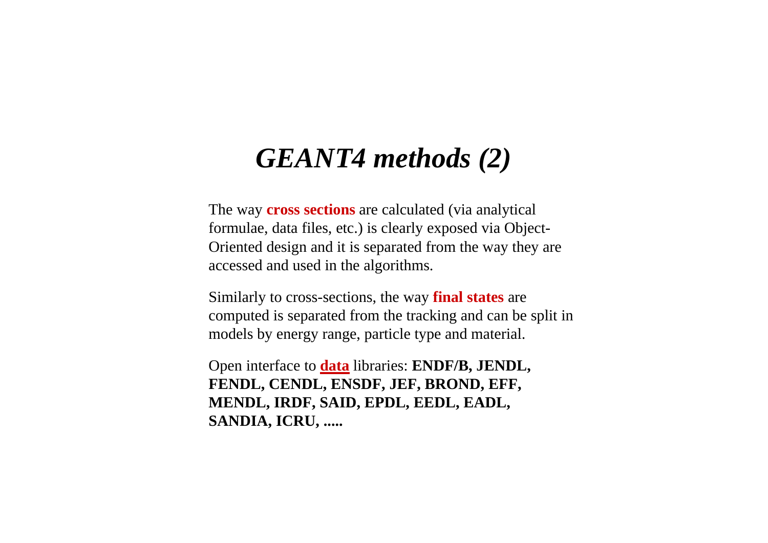# *GEANT4 methods (2)*

The way **cross sections** are calculated (via analytical formulae, data files, etc.) is clearly exposed via Object-Oriented design and it is separated from the way they are accessed and used in the algorithms.

Similarly to cross-sections, the way **final states** are computed is separated from the tracking and can be split in models by energy range, particle type and material.

Open interface to **data** libraries: **ENDF/B, JENDL, FENDL, CENDL, ENSDF, JEF, BROND, EFF, MENDL, IRDF, SAID, EPDL, EEDL, EADL, SANDIA, ICRU, .....**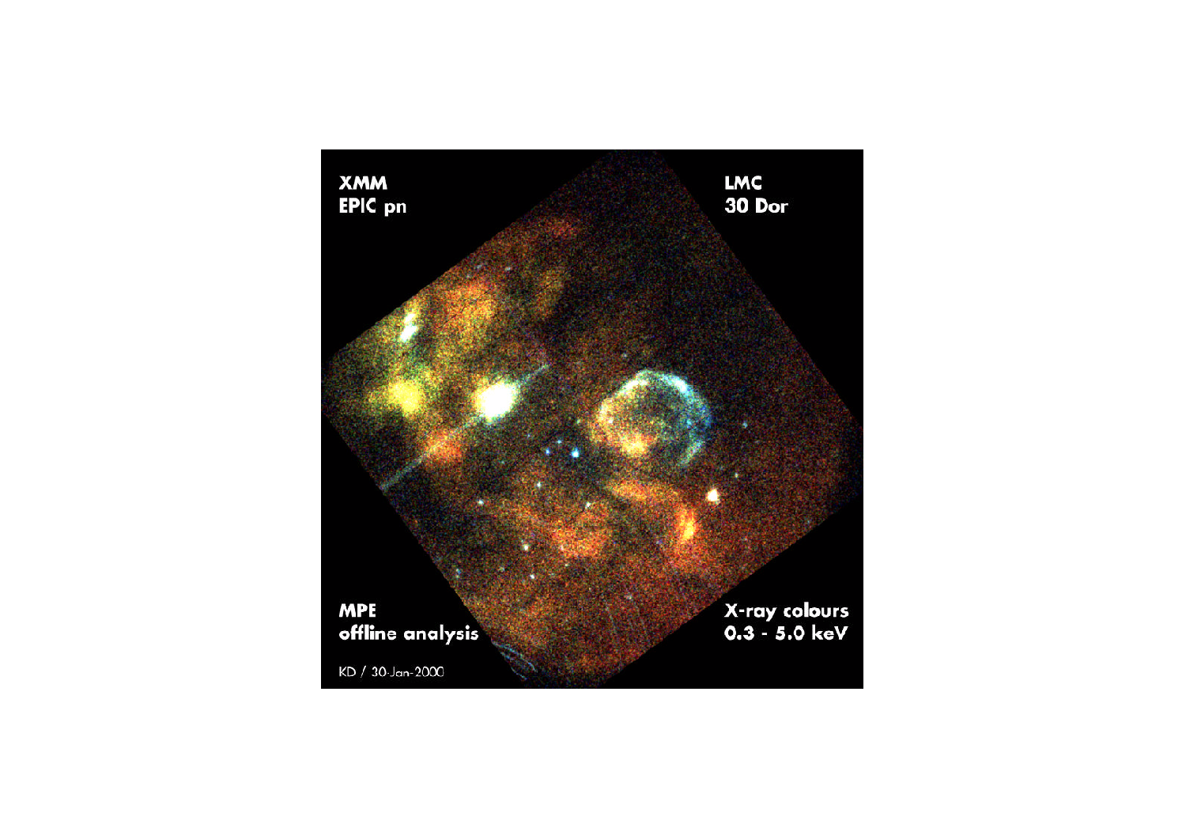XMM
EPIC pn

LMC
30 Dor

MPE
offline analysis

X-ray colours
0.3 - 5.0 keV

KD / 30-Jan-2000